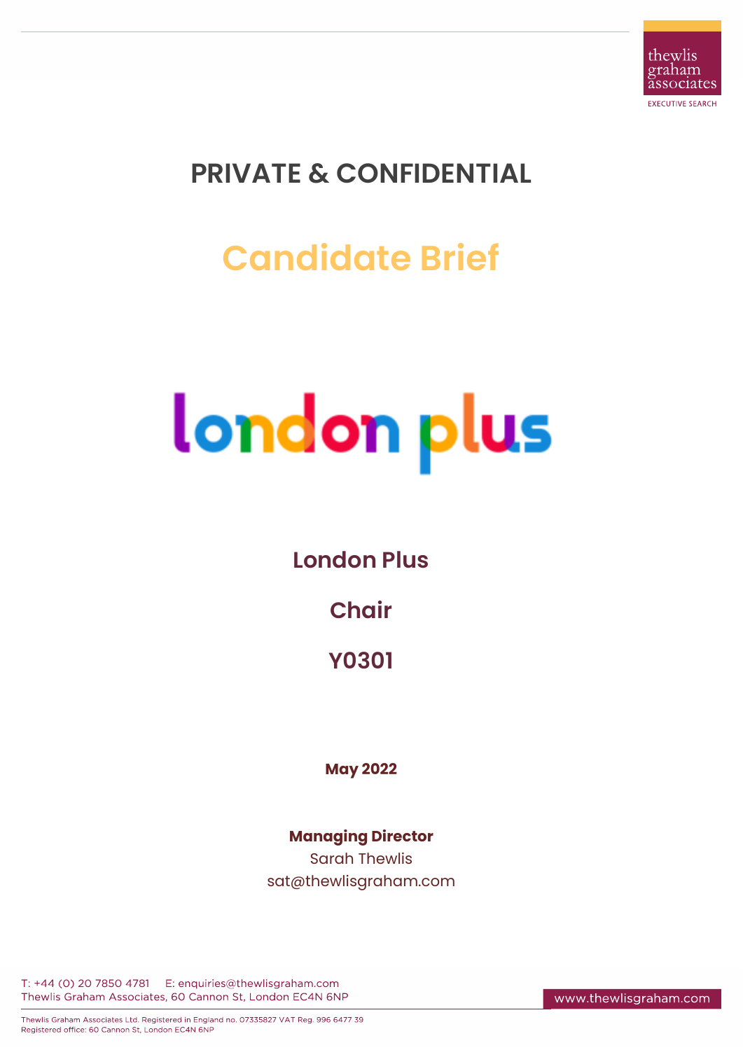thewlis graham associates
EXECUTIVE SEARCH

# PRIVATE & CONFIDENTIAL

## Candidate Brief

london plus

**London Plus**

**Chair**

**Y0301**

**May 2022**

**Managing Director**
Sarah Thewlis
sat@thewlisgraham.com

T: +44 (0) 20 7850 4781 E: enquiries@thewlisgraham.com
Thewlis Graham Associates, 60 Cannon St, London EC4N 6NP

www.thewlisgraham.com

Thewlis Graham Associates Ltd. Registered in England no. 07335827 VAT Reg. 996 6477 39
Registered office: 60 Cannon St, London EC4N 6NP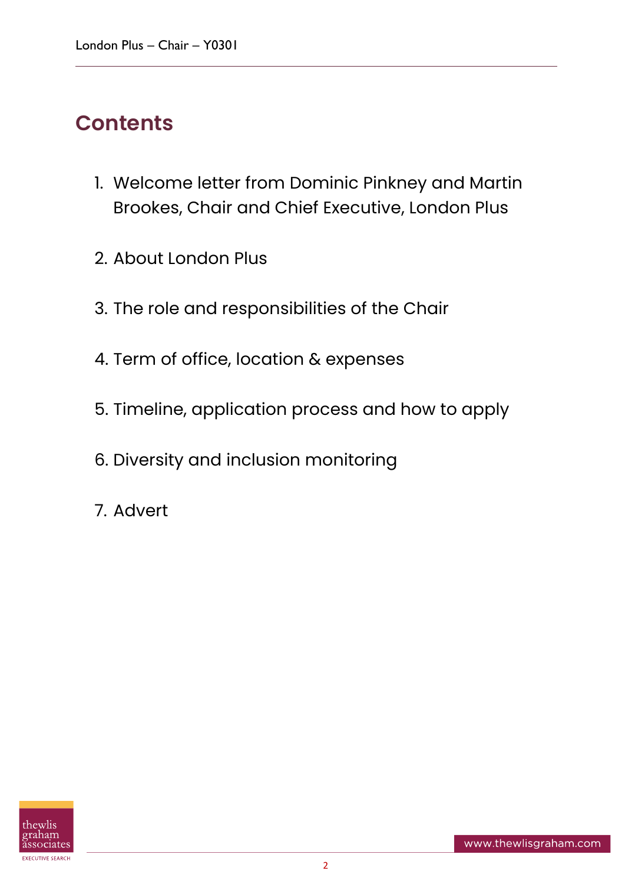# Contents

1. Welcome letter from Dominic Pinkney and Martin Brookes, Chair and Chief Executive, London Plus
2. About London Plus
3. The role and responsibilities of the Chair
4. Term of office, location & expenses
5. Timeline, application process and how to apply
6. Diversity and inclusion monitoring
7. Advert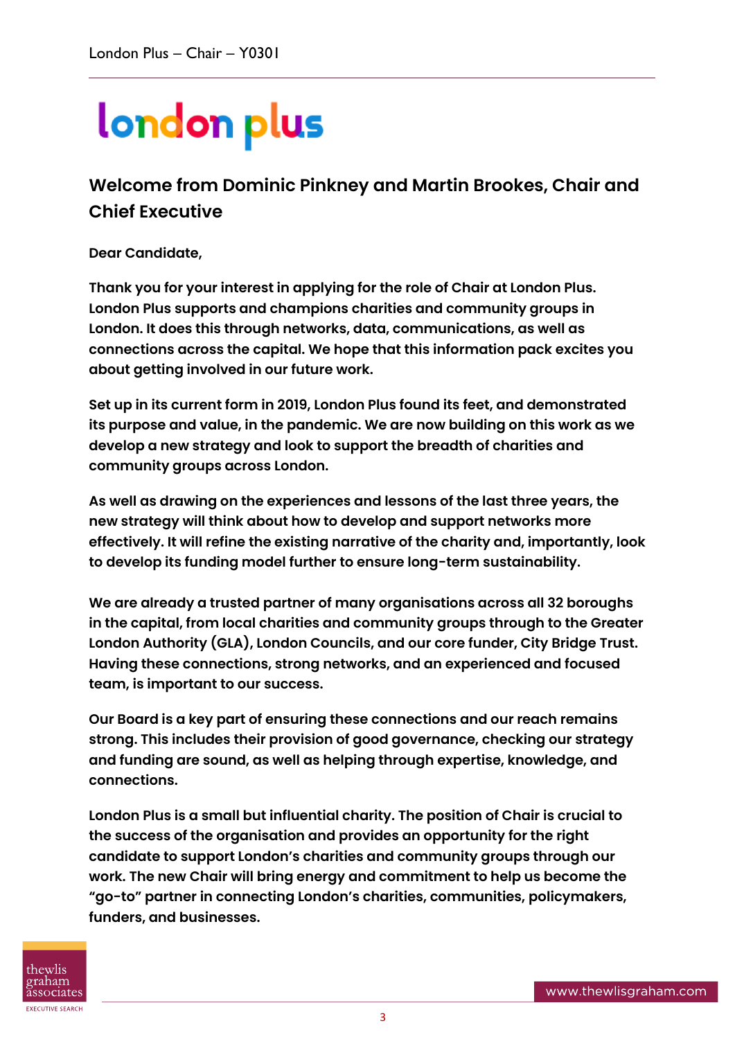london plus

## Welcome from Dominic Pinkney and Martin Brookes, Chair and Chief Executive

**Dear Candidate,**

**Thank you for your interest in applying for the role of Chair at London Plus. London Plus supports and champions charities and community groups in London. It does this through networks, data, communications, as well as connections across the capital. We hope that this information pack excites you about getting involved in our future work.**

**Set up in its current form in 2019, London Plus found its feet, and demonstrated its purpose and value, in the pandemic. We are now building on this work as we develop a new strategy and look to support the breadth of charities and community groups across London.**

**As well as drawing on the experiences and lessons of the last three years, the new strategy will think about how to develop and support networks more effectively. It will refine the existing narrative of the charity and, importantly, look to develop its funding model further to ensure long-term sustainability.**

**We are already a trusted partner of many organisations across all 32 boroughs in the capital, from local charities and community groups through to the Greater London Authority (GLA), London Councils, and our core funder, City Bridge Trust. Having these connections, strong networks, and an experienced and focused team, is important to our success.**

**Our Board is a key part of ensuring these connections and our reach remains strong. This includes their provision of good governance, checking our strategy and funding are sound, as well as helping through expertise, knowledge, and connections.**

**London Plus is a small but influential charity. The position of Chair is crucial to the success of the organisation and provides an opportunity for the right candidate to support London's charities and community groups through our work. The new Chair will bring energy and commitment to help us become the "go-to" partner in connecting London's charities, communities, policymakers, funders, and businesses.**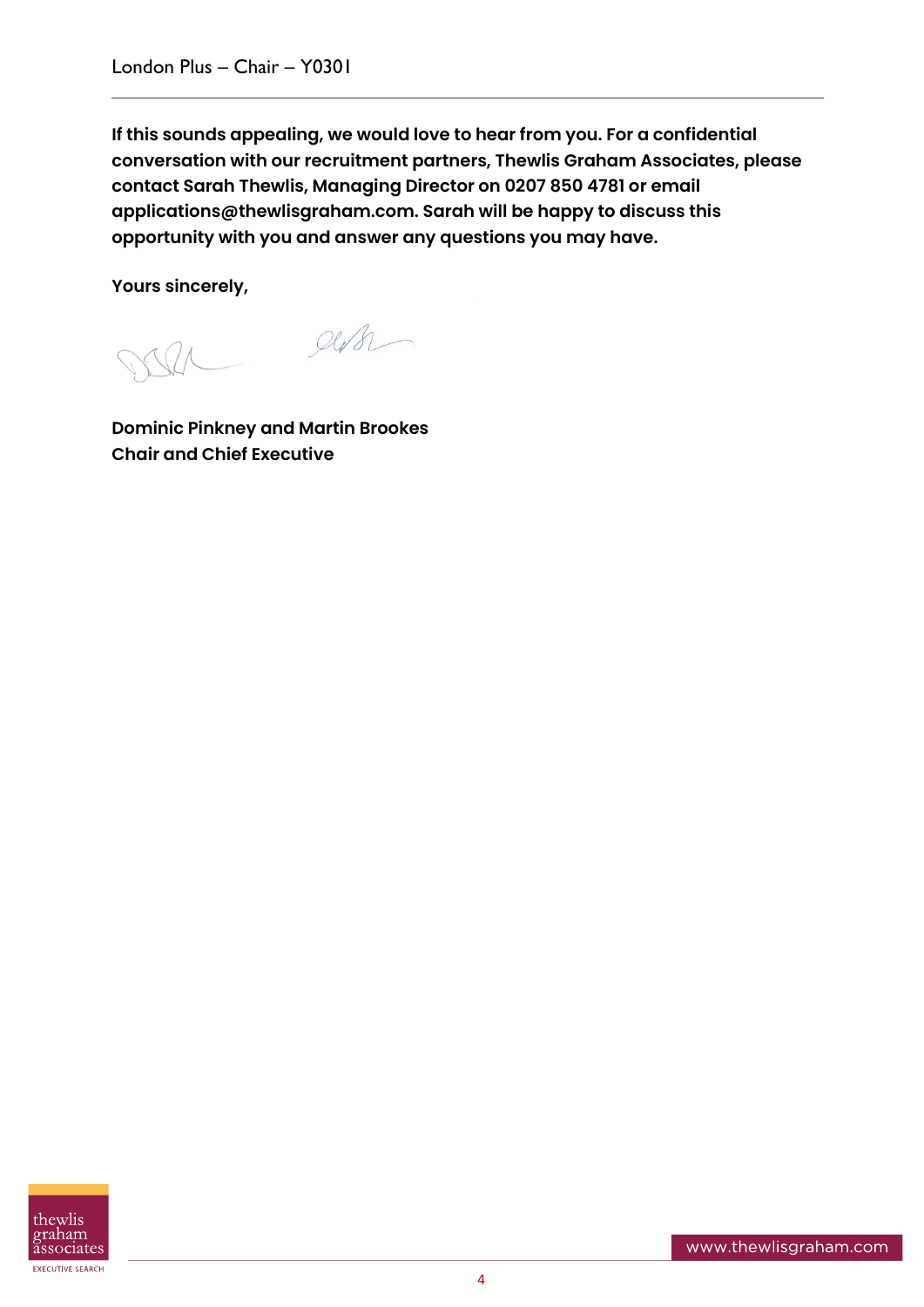**If this sounds appealing, we would love to hear from you. For a confidential conversation with our recruitment partners, Thewlis Graham Associates, please contact Sarah Thewlis, Managing Director on 0207 850 4781 or email applications@thewlisgraham.com. Sarah will be happy to discuss this opportunity with you and answer any questions you may have.**

**Yours sincerely,**

**Dominic Pinkney and Martin Brookes**
**Chair and Chief Executive**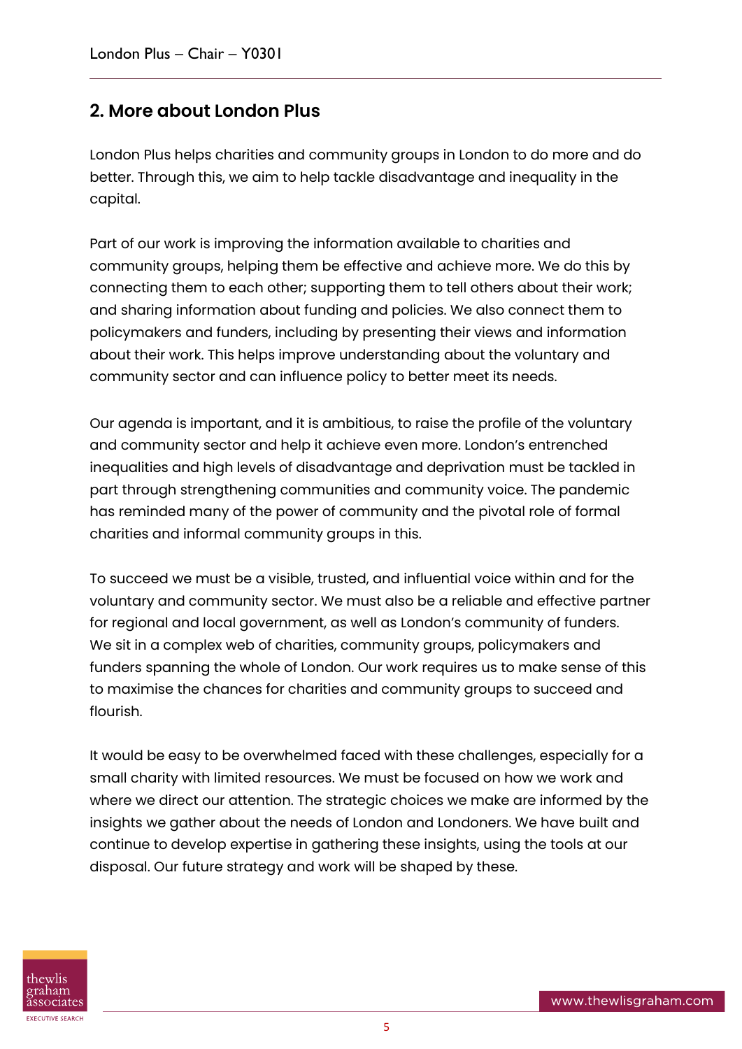## 2. More about London Plus

London Plus helps charities and community groups in London to do more and do better. Through this, we aim to help tackle disadvantage and inequality in the capital.

Part of our work is improving the information available to charities and community groups, helping them be effective and achieve more. We do this by connecting them to each other; supporting them to tell others about their work; and sharing information about funding and policies. We also connect them to policymakers and funders, including by presenting their views and information about their work. This helps improve understanding about the voluntary and community sector and can influence policy to better meet its needs.

Our agenda is important, and it is ambitious, to raise the profile of the voluntary and community sector and help it achieve even more. London's entrenched inequalities and high levels of disadvantage and deprivation must be tackled in part through strengthening communities and community voice. The pandemic has reminded many of the power of community and the pivotal role of formal charities and informal community groups in this.

To succeed we must be a visible, trusted, and influential voice within and for the voluntary and community sector. We must also be a reliable and effective partner for regional and local government, as well as London's community of funders. We sit in a complex web of charities, community groups, policymakers and funders spanning the whole of London. Our work requires us to make sense of this to maximise the chances for charities and community groups to succeed and flourish.

It would be easy to be overwhelmed faced with these challenges, especially for a small charity with limited resources. We must be focused on how we work and where we direct our attention. The strategic choices we make are informed by the insights we gather about the needs of London and Londoners. We have built and continue to develop expertise in gathering these insights, using the tools at our disposal. Our future strategy and work will be shaped by these.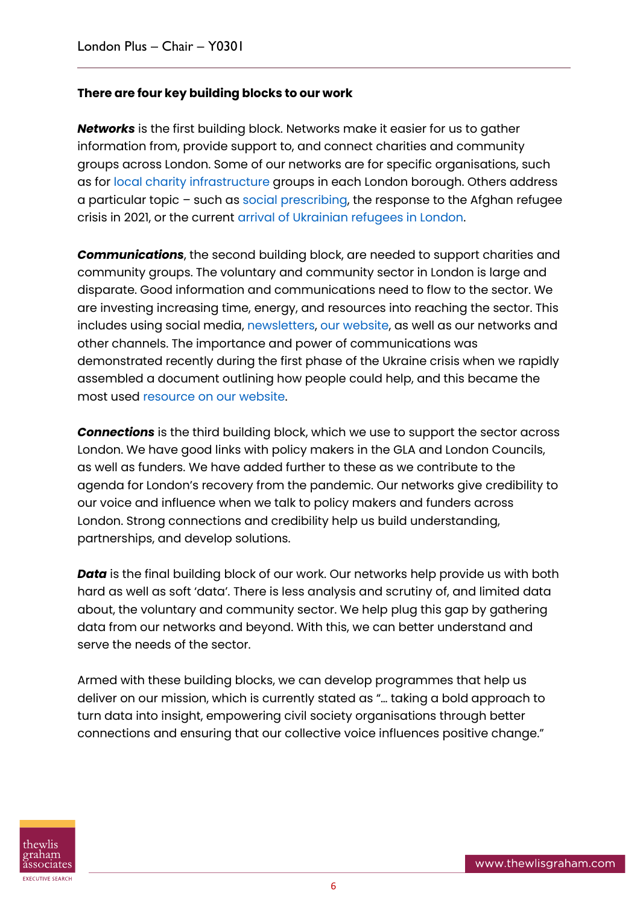**There are four key building blocks to our work**

***Networks*** is the first building block. Networks make it easier for us to gather information from, provide support to, and connect charities and community groups across London. Some of our networks are for specific organisations, such as for local charity infrastructure groups in each London borough. Others address a particular topic – such as social prescribing, the response to the Afghan refugee crisis in 2021, or the current arrival of Ukrainian refugees in London.

***Communications***, the second building block, are needed to support charities and community groups. The voluntary and community sector in London is large and disparate. Good information and communications need to flow to the sector. We are investing increasing time, energy, and resources into reaching the sector. This includes using social media, newsletters, our website, as well as our networks and other channels. The importance and power of communications was demonstrated recently during the first phase of the Ukraine crisis when we rapidly assembled a document outlining how people could help, and this became the most used resource on our website.

***Connections*** is the third building block, which we use to support the sector across London. We have good links with policy makers in the GLA and London Councils, as well as funders. We have added further to these as we contribute to the agenda for London's recovery from the pandemic. Our networks give credibility to our voice and influence when we talk to policy makers and funders across London. Strong connections and credibility help us build understanding, partnerships, and develop solutions.

***Data*** is the final building block of our work. Our networks help provide us with both hard as well as soft 'data'. There is less analysis and scrutiny of, and limited data about, the voluntary and community sector. We help plug this gap by gathering data from our networks and beyond. With this, we can better understand and serve the needs of the sector.

Armed with these building blocks, we can develop programmes that help us deliver on our mission, which is currently stated as "… taking a bold approach to turn data into insight, empowering civil society organisations through better connections and ensuring that our collective voice influences positive change."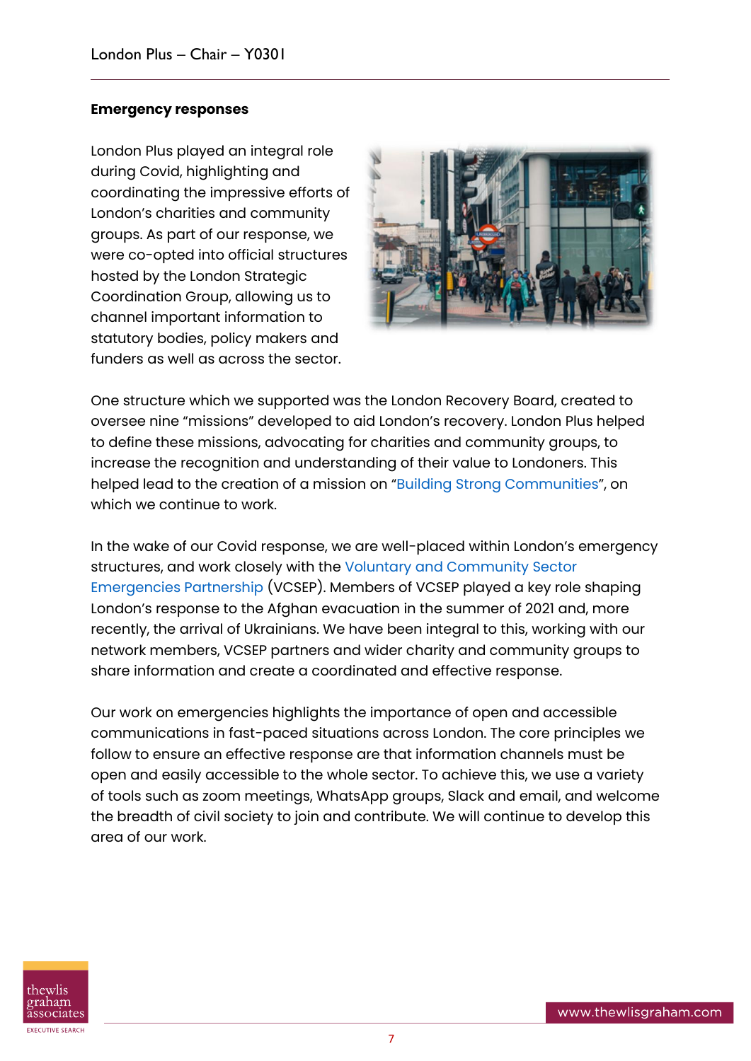**Emergency responses**

London Plus played an integral role during Covid, highlighting and coordinating the impressive efforts of London's charities and community groups. As part of our response, we were co-opted into official structures hosted by the London Strategic Coordination Group, allowing us to channel important information to statutory bodies, policy makers and funders as well as across the sector.

One structure which we supported was the London Recovery Board, created to oversee nine "missions" developed to aid London's recovery. London Plus helped to define these missions, advocating for charities and community groups, to increase the recognition and understanding of their value to Londoners. This helped lead to the creation of a mission on "Building Strong Communities", on which we continue to work.

In the wake of our Covid response, we are well-placed within London's emergency structures, and work closely with the Voluntary and Community Sector Emergencies Partnership (VCSEP). Members of VCSEP played a key role shaping London's response to the Afghan evacuation in the summer of 2021 and, more recently, the arrival of Ukrainians. We have been integral to this, working with our network members, VCSEP partners and wider charity and community groups to share information and create a coordinated and effective response.

Our work on emergencies highlights the importance of open and accessible communications in fast-paced situations across London. The core principles we follow to ensure an effective response are that information channels must be open and easily accessible to the whole sector. To achieve this, we use a variety of tools such as zoom meetings, WhatsApp groups, Slack and email, and welcome the breadth of civil society to join and contribute. We will continue to develop this area of our work.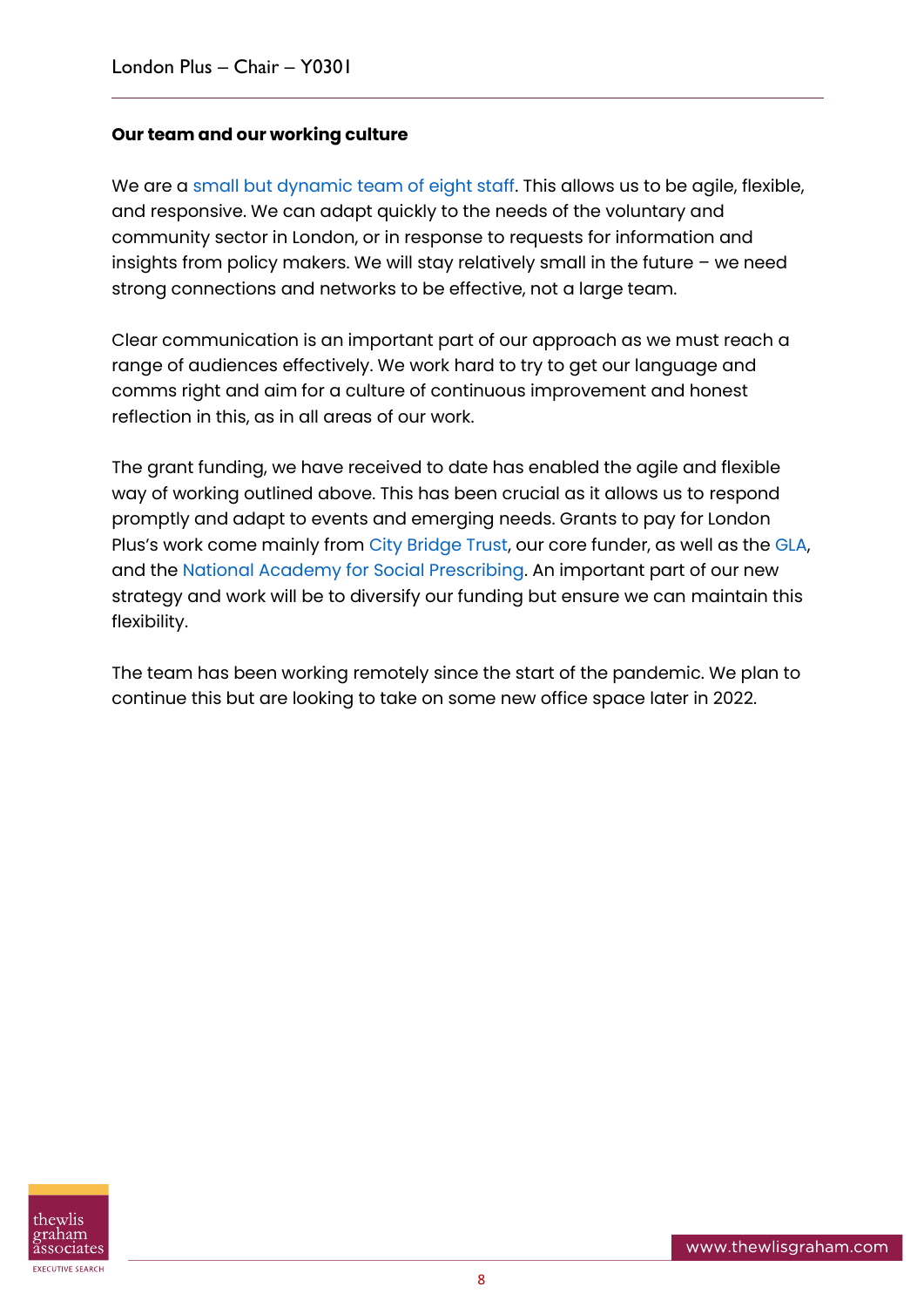**Our team and our working culture**

We are a small but dynamic team of eight staff. This allows us to be agile, flexible, and responsive. We can adapt quickly to the needs of the voluntary and community sector in London, or in response to requests for information and insights from policy makers. We will stay relatively small in the future – we need strong connections and networks to be effective, not a large team.

Clear communication is an important part of our approach as we must reach a range of audiences effectively. We work hard to try to get our language and comms right and aim for a culture of continuous improvement and honest reflection in this, as in all areas of our work.

The grant funding, we have received to date has enabled the agile and flexible way of working outlined above. This has been crucial as it allows us to respond promptly and adapt to events and emerging needs. Grants to pay for London Plus's work come mainly from City Bridge Trust, our core funder, as well as the GLA, and the National Academy for Social Prescribing. An important part of our new strategy and work will be to diversify our funding but ensure we can maintain this flexibility.

The team has been working remotely since the start of the pandemic. We plan to continue this but are looking to take on some new office space later in 2022.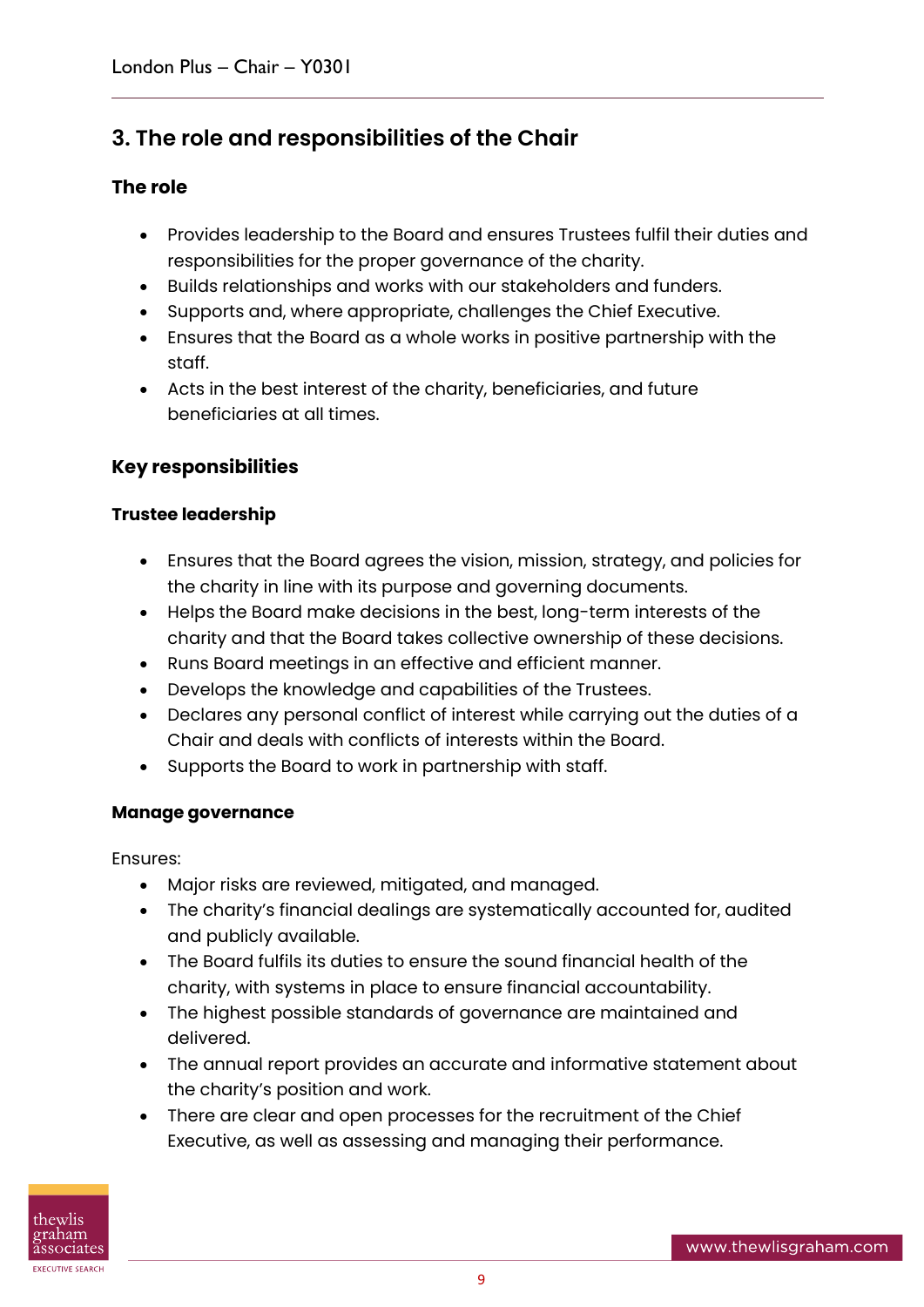## 3. The role and responsibilities of the Chair

### The role

- Provides leadership to the Board and ensures Trustees fulfil their duties and responsibilities for the proper governance of the charity.
- Builds relationships and works with our stakeholders and funders.
- Supports and, where appropriate, challenges the Chief Executive.
- Ensures that the Board as a whole works in positive partnership with the staff.
- Acts in the best interest of the charity, beneficiaries, and future beneficiaries at all times.

### Key responsibilities

#### Trustee leadership

- Ensures that the Board agrees the vision, mission, strategy, and policies for the charity in line with its purpose and governing documents.
- Helps the Board make decisions in the best, long-term interests of the charity and that the Board takes collective ownership of these decisions.
- Runs Board meetings in an effective and efficient manner.
- Develops the knowledge and capabilities of the Trustees.
- Declares any personal conflict of interest while carrying out the duties of a Chair and deals with conflicts of interests within the Board.
- Supports the Board to work in partnership with staff.

#### Manage governance

Ensures:

- Major risks are reviewed, mitigated, and managed.
- The charity's financial dealings are systematically accounted for, audited and publicly available.
- The Board fulfils its duties to ensure the sound financial health of the charity, with systems in place to ensure financial accountability.
- The highest possible standards of governance are maintained and delivered.
- The annual report provides an accurate and informative statement about the charity's position and work.
- There are clear and open processes for the recruitment of the Chief Executive, as well as assessing and managing their performance.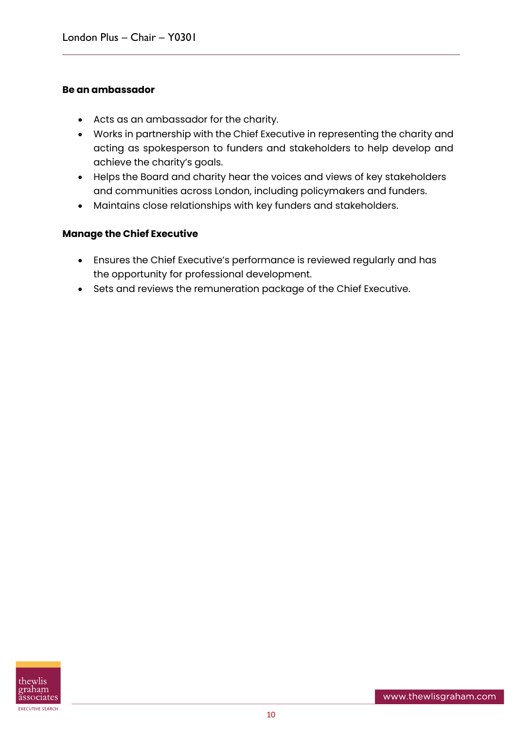**Be an ambassador**

- Acts as an ambassador for the charity.
- Works in partnership with the Chief Executive in representing the charity and acting as spokesperson to funders and stakeholders to help develop and achieve the charity's goals.
- Helps the Board and charity hear the voices and views of key stakeholders and communities across London, including policymakers and funders.
- Maintains close relationships with key funders and stakeholders.

**Manage the Chief Executive**

- Ensures the Chief Executive's performance is reviewed regularly and has the opportunity for professional development.
- Sets and reviews the remuneration package of the Chief Executive.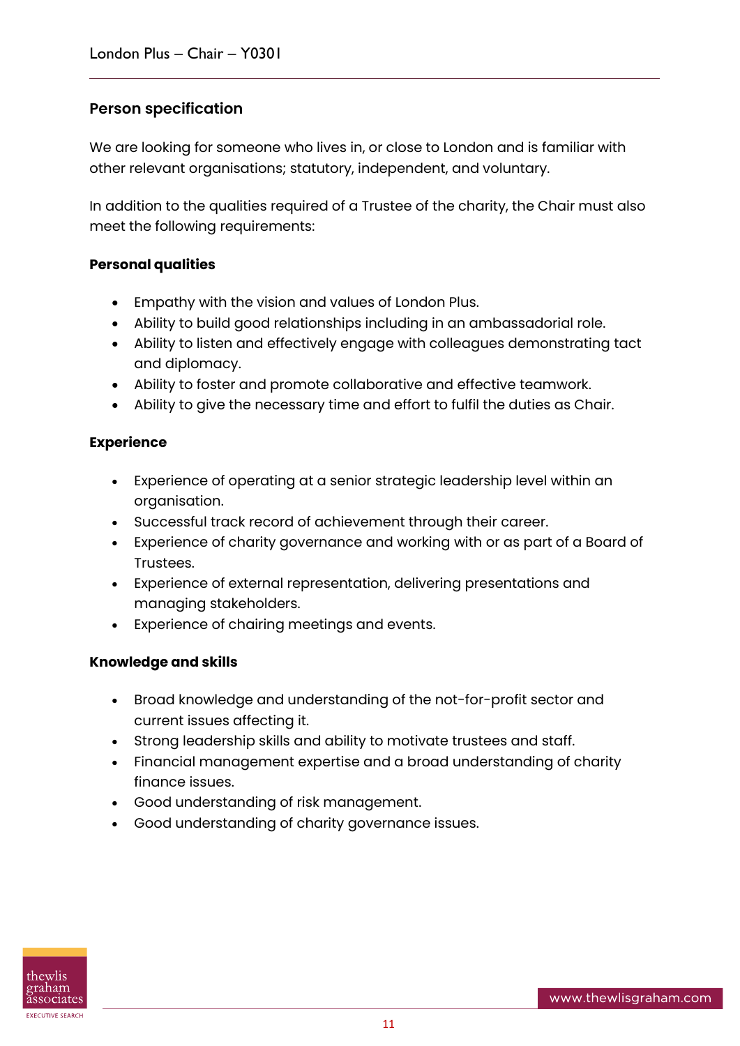## Person specification

We are looking for someone who lives in, or close to London and is familiar with other relevant organisations; statutory, independent, and voluntary.

In addition to the qualities required of a Trustee of the charity, the Chair must also meet the following requirements:

### Personal qualities

- Empathy with the vision and values of London Plus.
- Ability to build good relationships including in an ambassadorial role.
- Ability to listen and effectively engage with colleagues demonstrating tact and diplomacy.
- Ability to foster and promote collaborative and effective teamwork.
- Ability to give the necessary time and effort to fulfil the duties as Chair.

### Experience

- Experience of operating at a senior strategic leadership level within an organisation.
- Successful track record of achievement through their career.
- Experience of charity governance and working with or as part of a Board of Trustees.
- Experience of external representation, delivering presentations and managing stakeholders.
- Experience of chairing meetings and events.

### Knowledge and skills

- Broad knowledge and understanding of the not-for-profit sector and current issues affecting it.
- Strong leadership skills and ability to motivate trustees and staff.
- Financial management expertise and a broad understanding of charity finance issues.
- Good understanding of risk management.
- Good understanding of charity governance issues.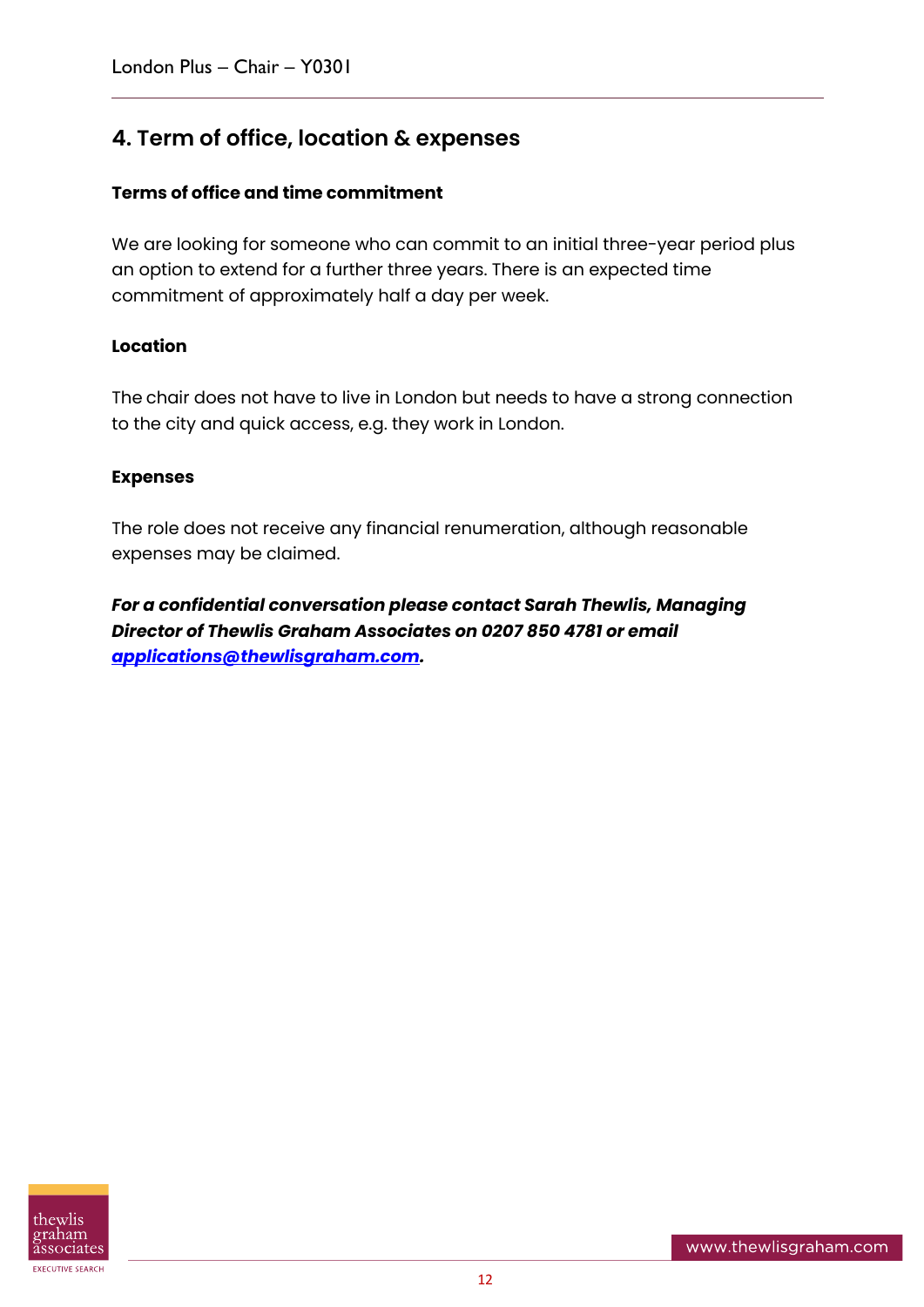## 4. Term of office, location & expenses

**Terms of office and time commitment**

We are looking for someone who can commit to an initial three-year period plus an option to extend for a further three years. There is an expected time commitment of approximately half a day per week.

**Location**

The chair does not have to live in London but needs to have a strong connection to the city and quick access, e.g. they work in London.

**Expenses**

The role does not receive any financial renumeration, although reasonable expenses may be claimed.

***For a confidential conversation please contact Sarah Thewlis, Managing Director of Thewlis Graham Associates on 0207 850 4781 or email [applications@thewlisgraham.com](mailto:applications@thewlisgraham.com).***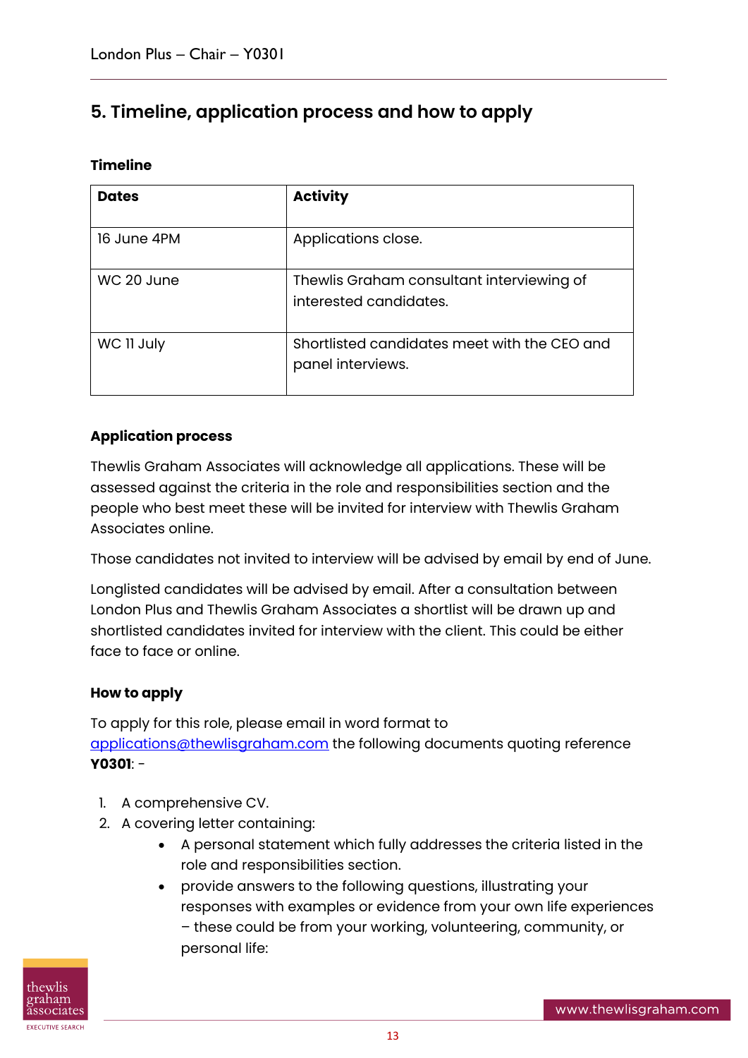## 5. Timeline, application process and how to apply

**Timeline**

| Dates | Activity |
|---|---|
| 16 June 4PM | Applications close. |
| WC 20 June | Thewlis Graham consultant interviewing of interested candidates. |
| WC 11 July | Shortlisted candidates meet with the CEO and panel interviews. |

**Application process**

Thewlis Graham Associates will acknowledge all applications. These will be assessed against the criteria in the role and responsibilities section and the people who best meet these will be invited for interview with Thewlis Graham Associates online.

Those candidates not invited to interview will be advised by email by end of June.

Longlisted candidates will be advised by email. After a consultation between London Plus and Thewlis Graham Associates a shortlist will be drawn up and shortlisted candidates invited for interview with the client. This could be either face to face or online.

**How to apply**

To apply for this role, please email in word format to applications@thewlisgraham.com the following documents quoting reference **Y0301**: -

1. A comprehensive CV.
2. A covering letter containing:
    - A personal statement which fully addresses the criteria listed in the role and responsibilities section.
    - provide answers to the following questions, illustrating your responses with examples or evidence from your own life experiences – these could be from your working, volunteering, community, or personal life: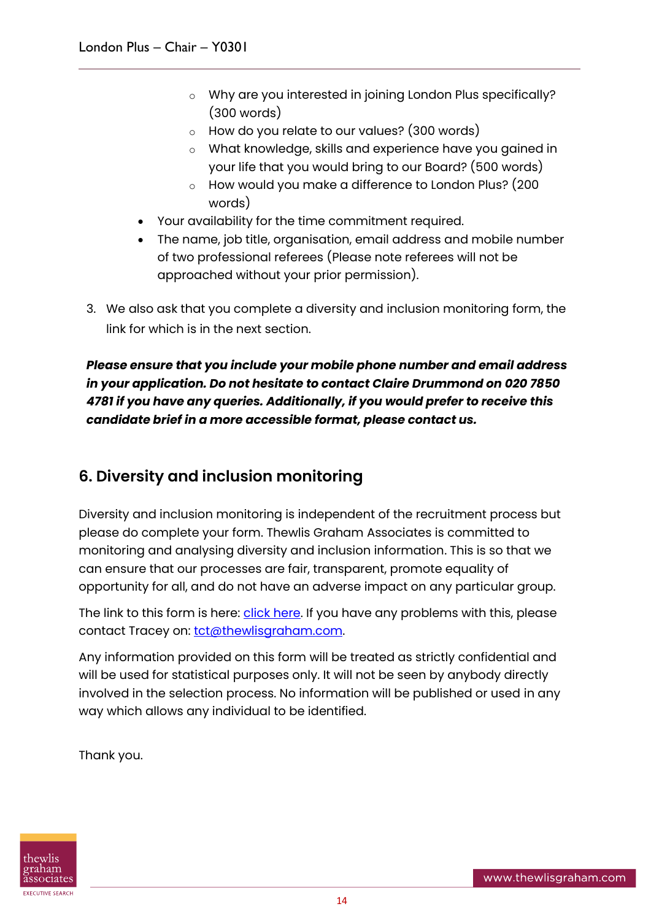- Why are you interested in joining London Plus specifically? (300 words)
    - How do you relate to our values? (300 words)
    - What knowledge, skills and experience have you gained in your life that you would bring to our Board? (500 words)
    - How would you make a difference to London Plus? (200 words)
  - Your availability for the time commitment required.
  - The name, job title, organisation, email address and mobile number of two professional referees (Please note referees will not be approached without your prior permission).

3. We also ask that you complete a diversity and inclusion monitoring form, the link for which is in the next section.

***Please ensure that you include your mobile phone number and email address in your application. Do not hesitate to contact Claire Drummond on 020 7850 4781 if you have any queries. Additionally, if you would prefer to receive this candidate brief in a more accessible format, please contact us.***

## 6. Diversity and inclusion monitoring

Diversity and inclusion monitoring is independent of the recruitment process but please do complete your form. Thewlis Graham Associates is committed to monitoring and analysing diversity and inclusion information. This is so that we can ensure that our processes are fair, transparent, promote equality of opportunity for all, and do not have an adverse impact on any particular group.

The link to this form is here: click here. If you have any problems with this, please contact Tracey on: tct@thewlisgraham.com.

Any information provided on this form will be treated as strictly confidential and will be used for statistical purposes only. It will not be seen by anybody directly involved in the selection process. No information will be published or used in any way which allows any individual to be identified.

Thank you.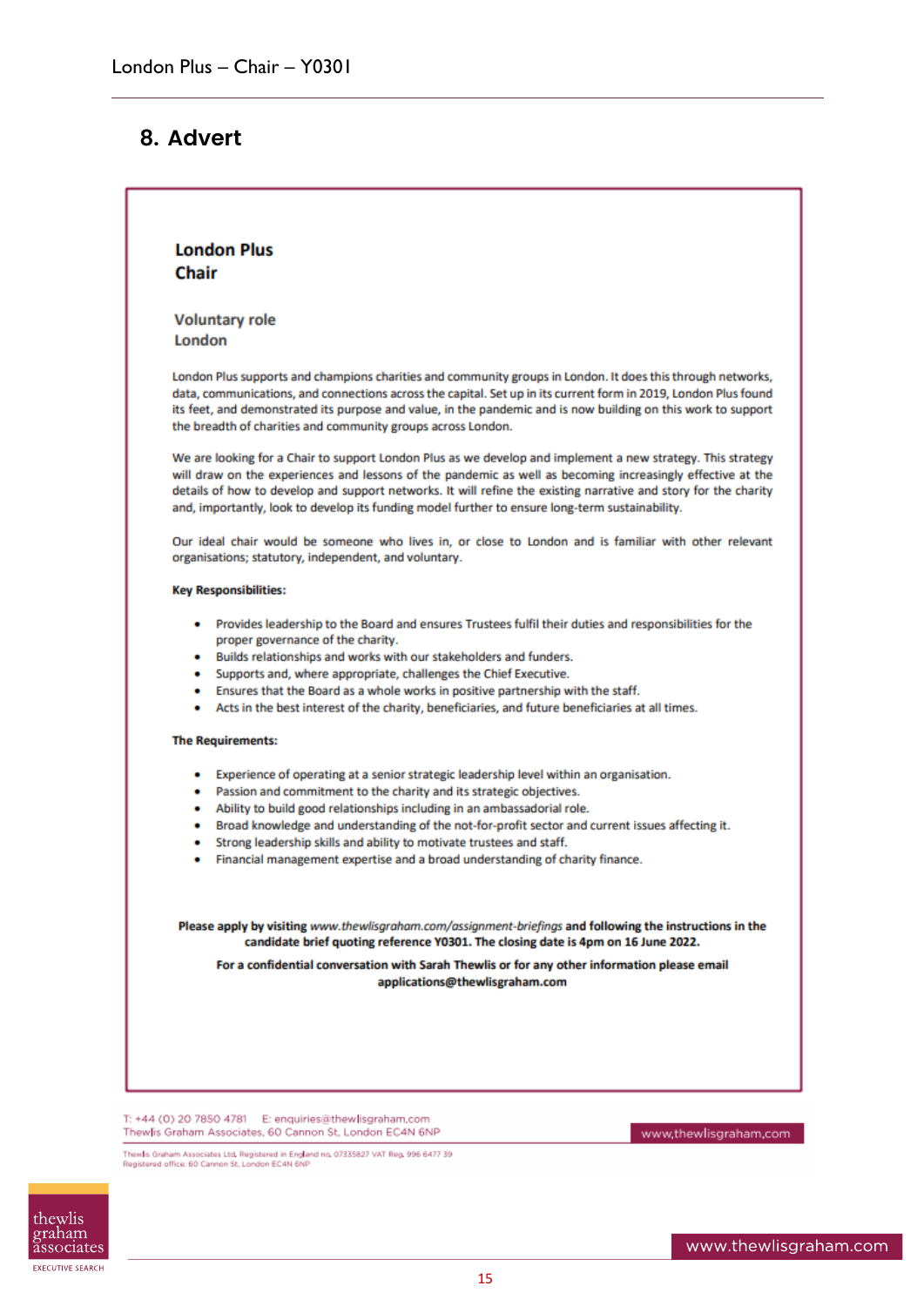## 8. Advert

**London Plus**
**Chair**

Voluntary role
London

London Plus supports and champions charities and community groups in London. It does this through networks, data, communications, and connections across the capital. Set up in its current form in 2019, London Plus found its feet, and demonstrated its purpose and value, in the pandemic and is now building on this work to support the breadth of charities and community groups across London.

We are looking for a Chair to support London Plus as we develop and implement a new strategy. This strategy will draw on the experiences and lessons of the pandemic as well as becoming increasingly effective at the details of how to develop and support networks. It will refine the existing narrative and story for the charity and, importantly, look to develop its funding model further to ensure long-term sustainability.

Our ideal chair would be someone who lives in, or close to London and is familiar with other relevant organisations; statutory, independent, and voluntary.

**Key Responsibilities:**

- Provides leadership to the Board and ensures Trustees fulfil their duties and responsibilities for the proper governance of the charity.
- Builds relationships and works with our stakeholders and funders.
- Supports and, where appropriate, challenges the Chief Executive.
- Ensures that the Board as a whole works in positive partnership with the staff.
- Acts in the best interest of the charity, beneficiaries, and future beneficiaries at all times.

**The Requirements:**

- Experience of operating at a senior strategic leadership level within an organisation.
- Passion and commitment to the charity and its strategic objectives.
- Ability to build good relationships including in an ambassadorial role.
- Broad knowledge and understanding of the not-for-profit sector and current issues affecting it.
- Strong leadership skills and ability to motivate trustees and staff.
- Financial management expertise and a broad understanding of charity finance.

**Please apply by visiting** *www.thewlisgraham.com/assignment-briefings* **and following the instructions in the candidate brief quoting reference Y0301. The closing date is 4pm on 16 June 2022.**

**For a confidential conversation with Sarah Thewlis or for any other information please email applications@thewlisgraham.com**

T: +44 (0) 20 7850 4781 E: enquiries@thewlisgraham.com
Thewlis Graham Associates, 60 Cannon St, London EC4N 6NP

www.thewlisgraham.com

Thewlis Graham Associates Ltd. Registered in England no. 07335827 VAT Reg. 996 6477 39
Registered office: 60 Cannon St, London EC4N 6NP